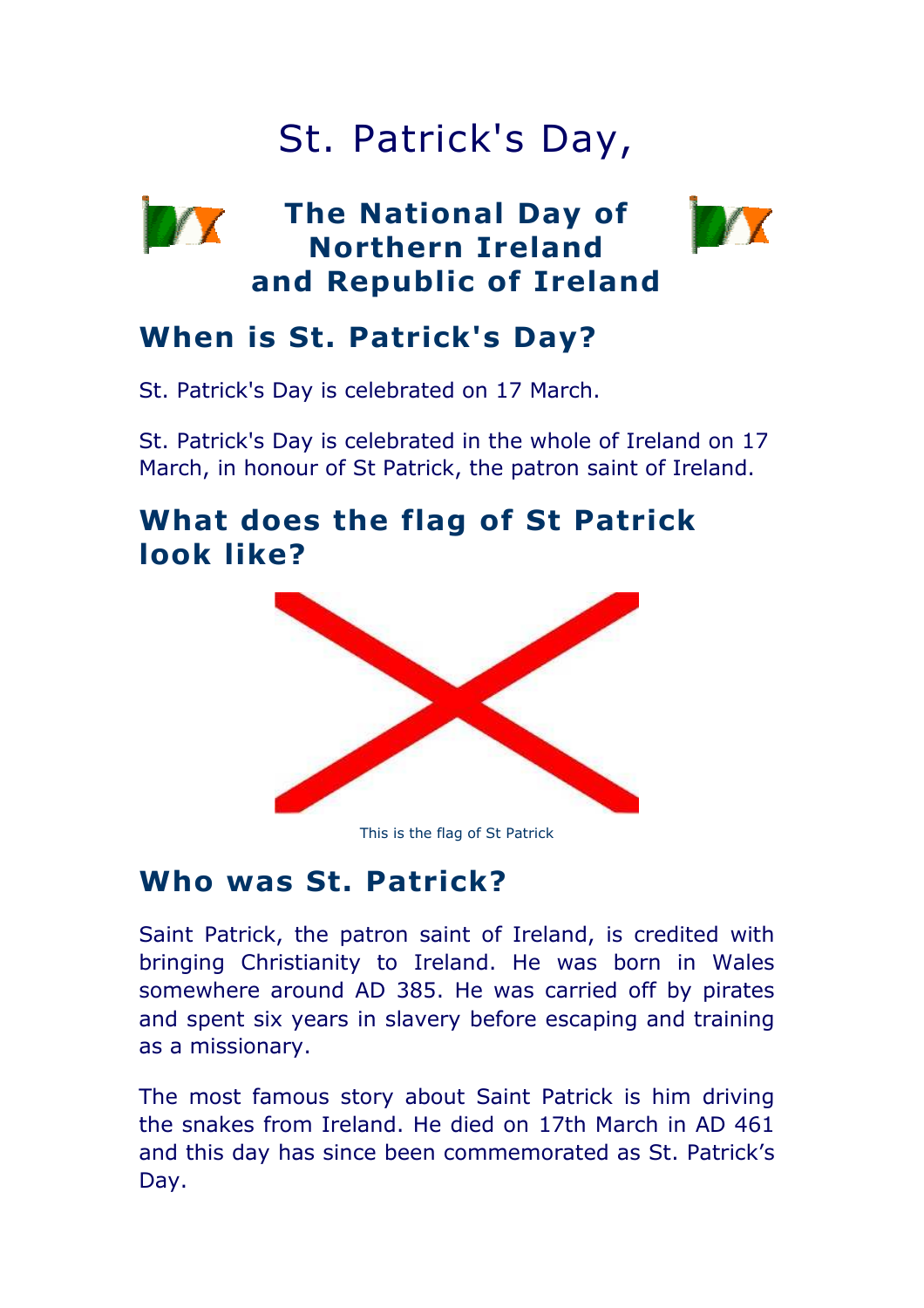# St. Patrick's Day,

## The National Day of Northern Ireland and Republic of Ireland

## When is St. Patrick's Day?

St. Patrick's Day is celebrated on 17 March.

St. Patrick's Day is celebrated in the whole of Ireland on 17 March, in honour of St Patrick, the patron saint of Ireland.

## What does the flag of St Patrick look like?

This is the flag of St Patrick

## Who was St. Patrick?

Saint Patrick, the patron saint of Ireland, is credited with bringing Christianity to Ireland. He was born in Wales somewhere around AD 385. He was carried off by pirates and spent six years in slavery before escaping and training as a missionary.

The most famous story about Saint Patrick is him driving the snakes from Ireland. He died on 17th March in AD 461 and this day has since been commemorated as St. Patrick's Day.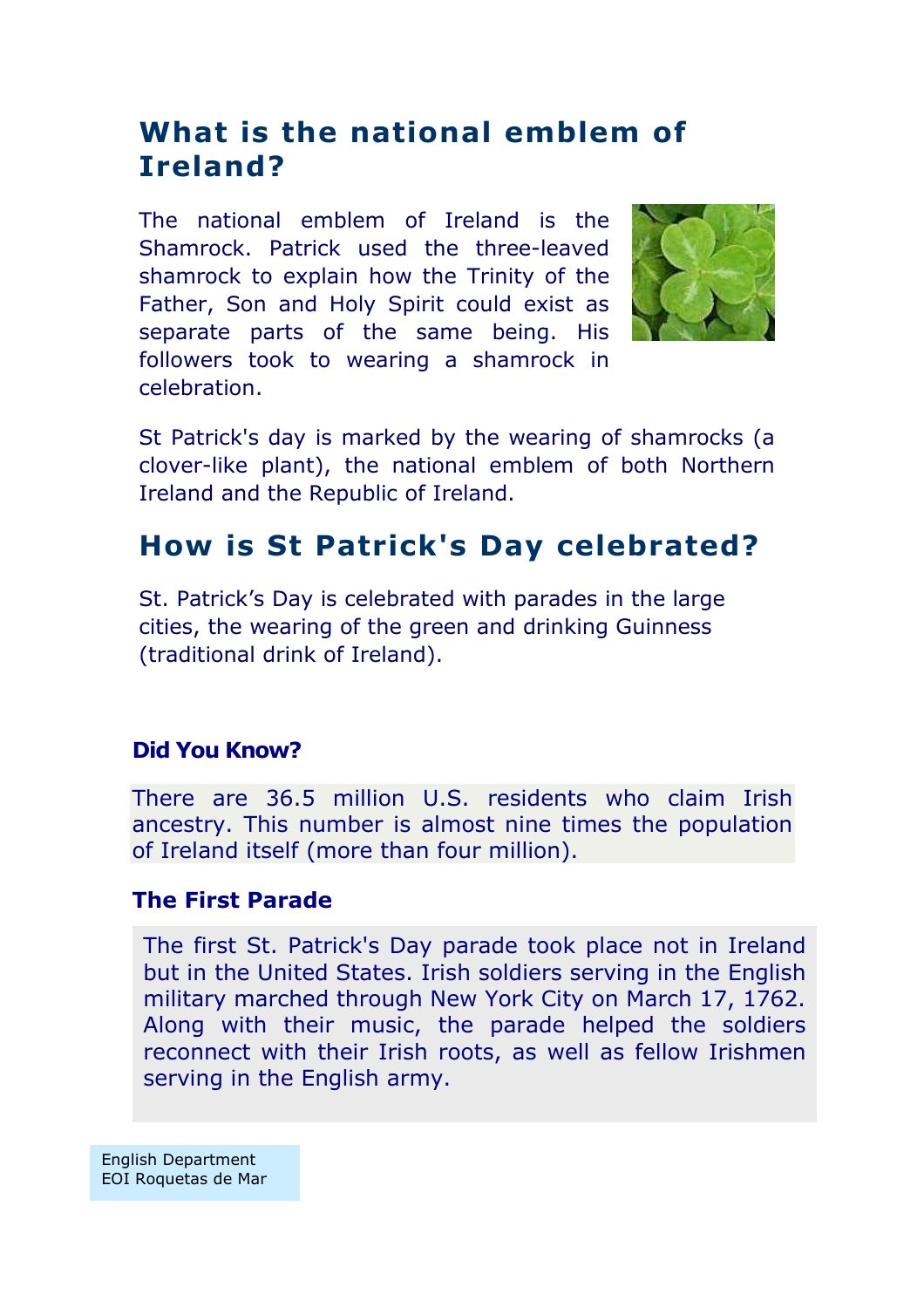## What is the national emblem of Ireland?

The national emblem of Ireland is the Shamrock. Patrick used the three-leaved shamrock to explain how the Trinity of the Father, Son and Holy Spirit could exist as separate parts of the same being. His followers took to wearing a shamrock in celebration.

St Patrick's day is marked by the wearing of shamrocks (a clover-like plant), the national emblem of both Northern Ireland and the Republic of Ireland.

## How is St Patrick's Day celebrated?

St. Patrick's Day is celebrated with parades in the large cities, the wearing of the green and drinking Guinness (traditional drink of Ireland).

### Did You Know?

There are 36.5 million U.S. residents who claim Irish ancestry. This number is almost nine times the population of Ireland itself (more than four million).

### The First Parade

The first St. Patrick's Day parade took place not in Ireland but in the United States. Irish soldiers serving in the English military marched through New York City on March 17, 1762. Along with their music, the parade helped the soldiers reconnect with their Irish roots, as well as fellow Irishmen serving in the English army.

English Department
EOI Roquetas de Mar